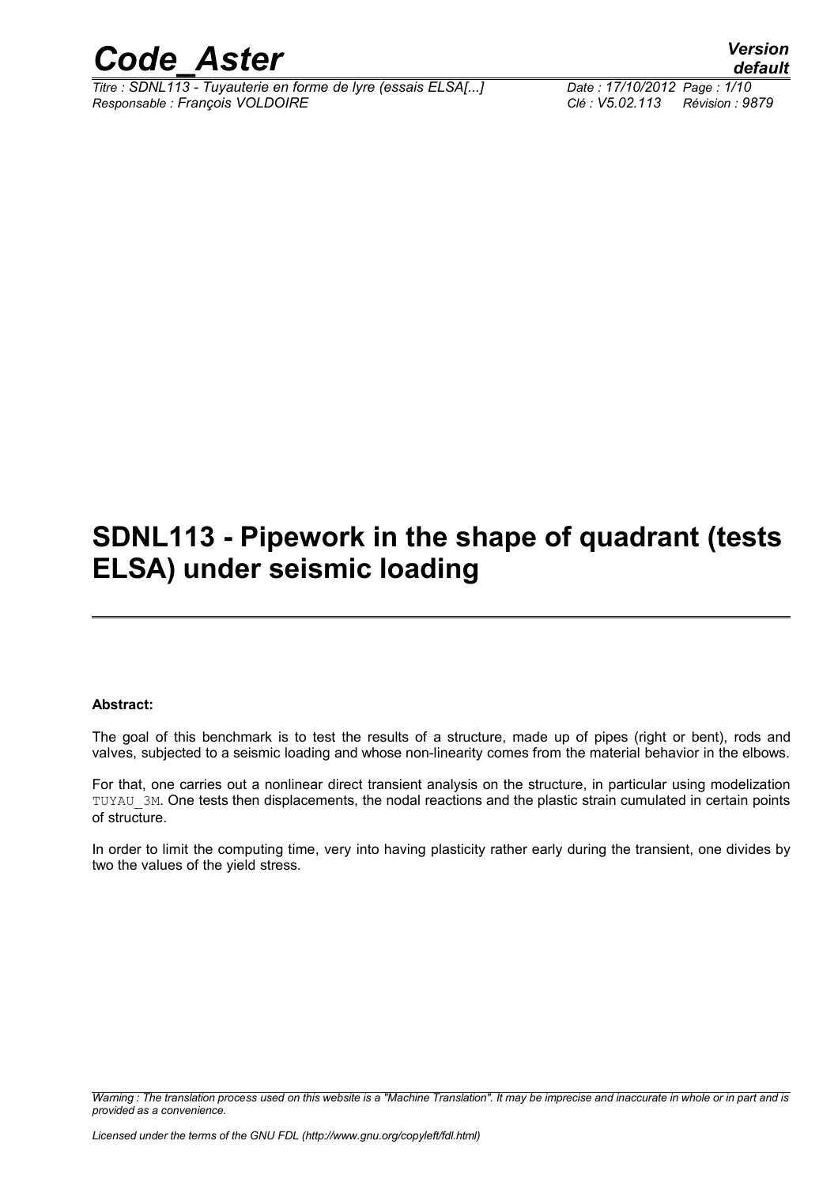# SDNL113 - Pipework in the shape of quadrant (tests ELSA) under seismic loading

**Abstract:**

The goal of this benchmark is to test the results of a structure, made up of pipes (right or bent), rods and valves, subjected to a seismic loading and whose non-linearity comes from the material behavior in the elbows.

For that, one carries out a nonlinear direct transient analysis on the structure, in particular using modelization TUYAU_3M. One tests then displacements, the nodal reactions and the plastic strain cumulated in certain points of structure.

In order to limit the computing time, very into having plasticity rather early during the transient, one divides by two the values of the yield stress.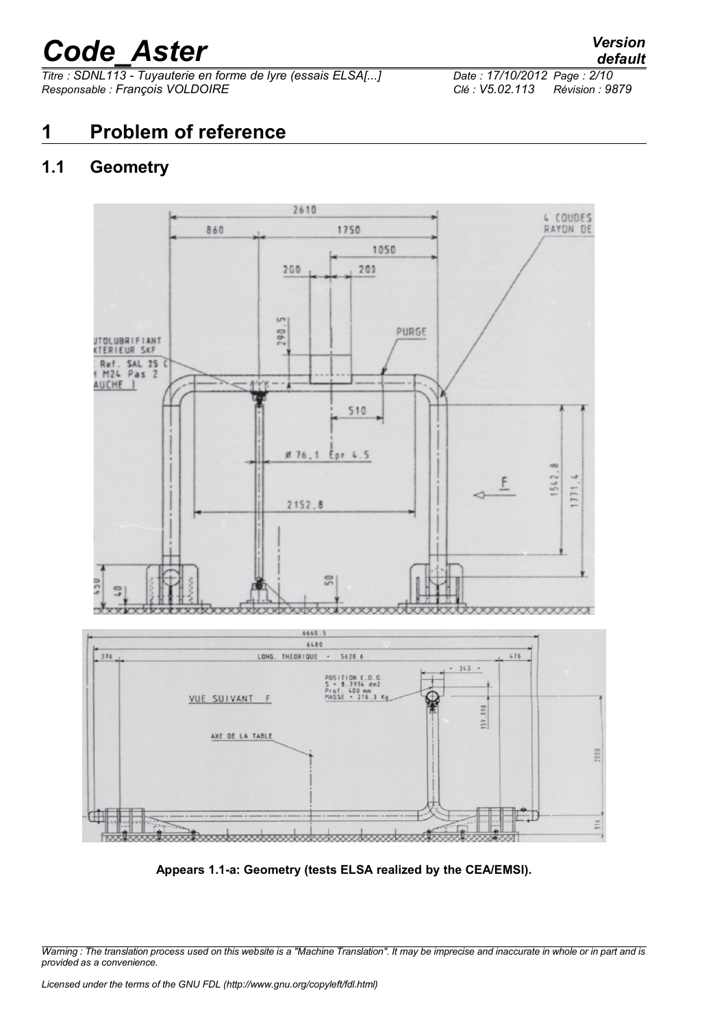# 1 Problem of reference

## 1.1 Geometry

Appears 1.1-a: Geometry (tests ELSA realized by the CEA/EMSI).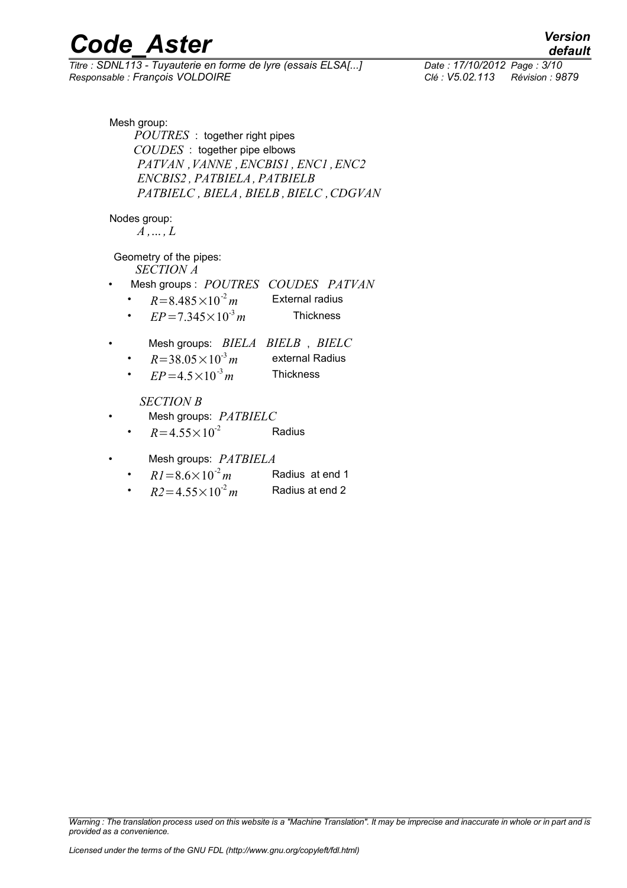Mesh group:

*POUTRES* : together right pipes
*COUDES* : together pipe elbows
*PATVAN , VANNE , ENCBIS1 , ENC1 , ENC2*
*ENCBIS2 , PATBIELA , PATBIELB*
*PATBIELC , BIELA , BIELB , BIELC , CDGVAN*

Nodes group:

*A , ... , L*

Geometry of the pipes:

*SECTION A*

- Mesh groups : *POUTRES COUDES PATVAN*
  - $R=8.485\times10^{-2}\,m$ External radius
  - $EP=7.345\times10^{-3}\,m$ Thickness
- Mesh groups: *BIELA BIELB* , *BIELC*
  - $R=38.05\times10^{-3}\,m$ external Radius
  - $EP=4.5\times10^{-3}\,m$ Thickness

*SECTION B*

- Mesh groups: *PATBIELC*
  - $R=4.55\times10^{-2}$ Radius
- Mesh groups: *PATBIELA*
  - $R1=8.6\times10^{-2}\,m$ Radius at end 1
  - $R2=4.55\times10^{-2}\,m$ Radius at end 2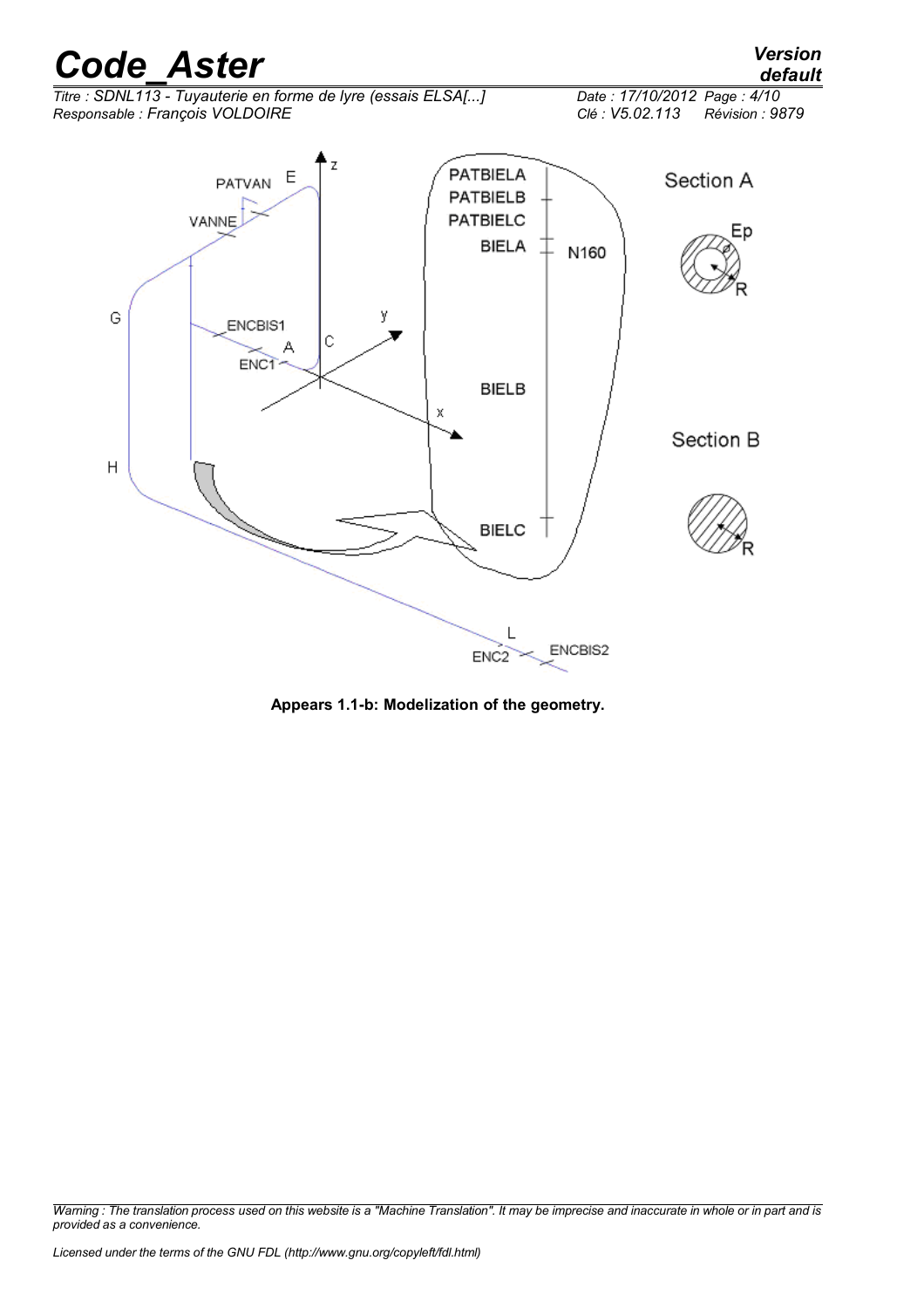Appears 1.1-b: Modelization of the geometry.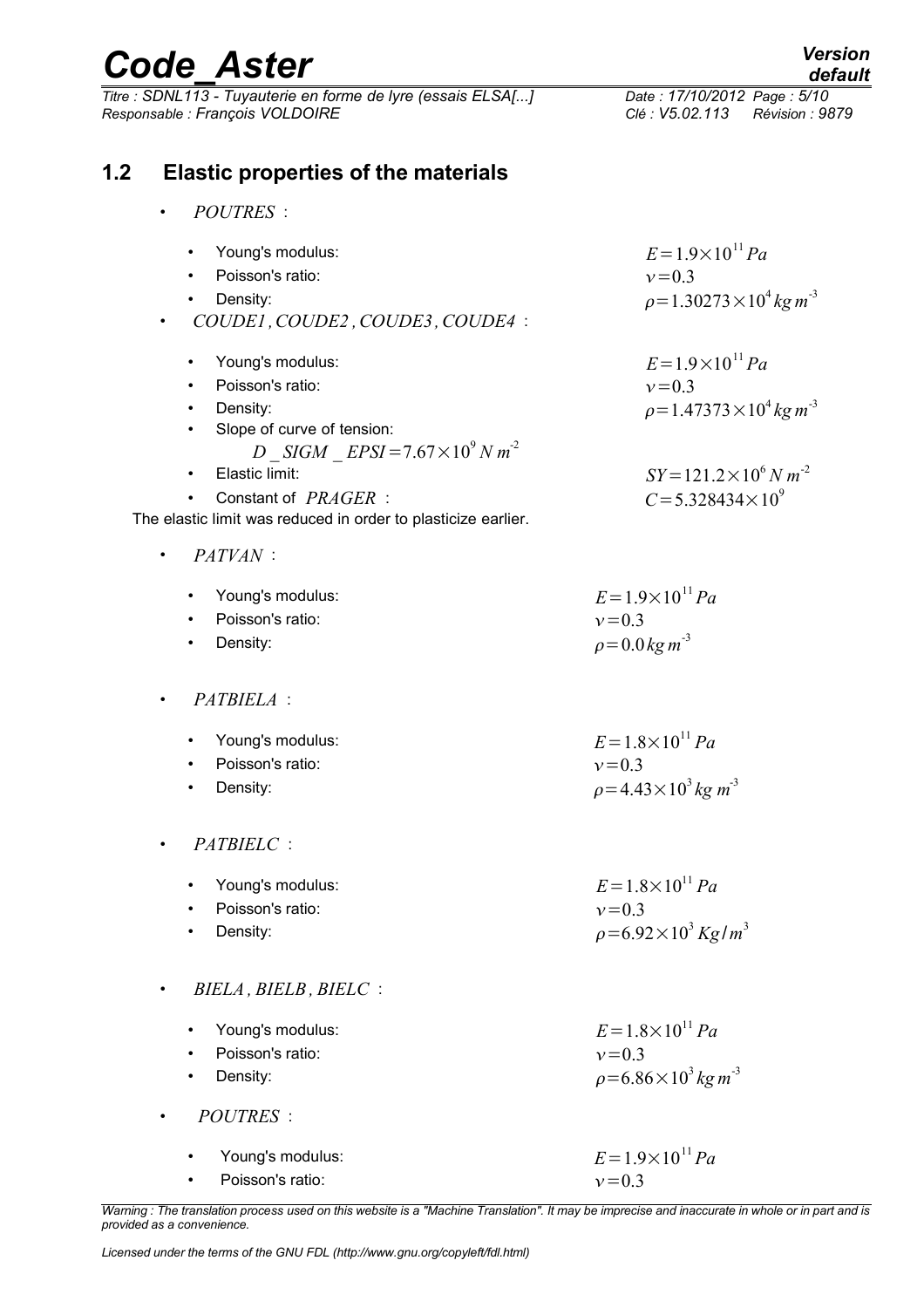## 1.2 Elastic properties of the materials

- *POUTRES* :
  - Young's modulus: $E=1.9\times10^{11}Pa$
  - Poisson's ratio: $\nu=0.3$
  - Density: $\rho=1.30273\times10^{4}kg\,m^{-3}$
- *COUDE1, COUDE2, COUDE3, COUDE4* :
  - Young's modulus: $E=1.9\times10^{11}Pa$
  - Poisson's ratio: $\nu=0.3$
  - Density: $\rho=1.47373\times10^{4}kg\,m^{-3}$
  - Slope of curve of tension: $D\_SIGM\_EPSI=7.67\times10^{9}N\,m^{-2}$
  - Elastic limit: $SY=121.2\times10^{6}N\,m^{-2}$
  - Constant of $PRAGER$ : $C=5.328434\times10^{9}$

The elastic limit was reduced in order to plasticize earlier.

- *PATVAN* :
  - Young's modulus: $E=1.9\times10^{11}Pa$
  - Poisson's ratio: $\nu=0.3$
  - Density: $\rho=0.0\,kg\,m^{-3}$
- *PATBIELA* :
  - Young's modulus: $E=1.8\times10^{11}Pa$
  - Poisson's ratio: $\nu=0.3$
  - Density: $\rho=4.43\times10^{3}kg\,m^{-3}$
- *PATBIELC* :
  - Young's modulus: $E=1.8\times10^{11}Pa$
  - Poisson's ratio: $\nu=0.3$
  - Density: $\rho=6.92\times10^{3}Kg/m^{3}$
- *BIELA, BIELB, BIELC* :
  - Young's modulus: $E=1.8\times10^{11}Pa$
  - Poisson's ratio: $\nu=0.3$
  - Density: $\rho=6.86\times10^{3}kg\,m^{-3}$
- *POUTRES* :
  - Young's modulus: $E=1.9\times10^{11}Pa$
  - Poisson's ratio: $\nu=0.3$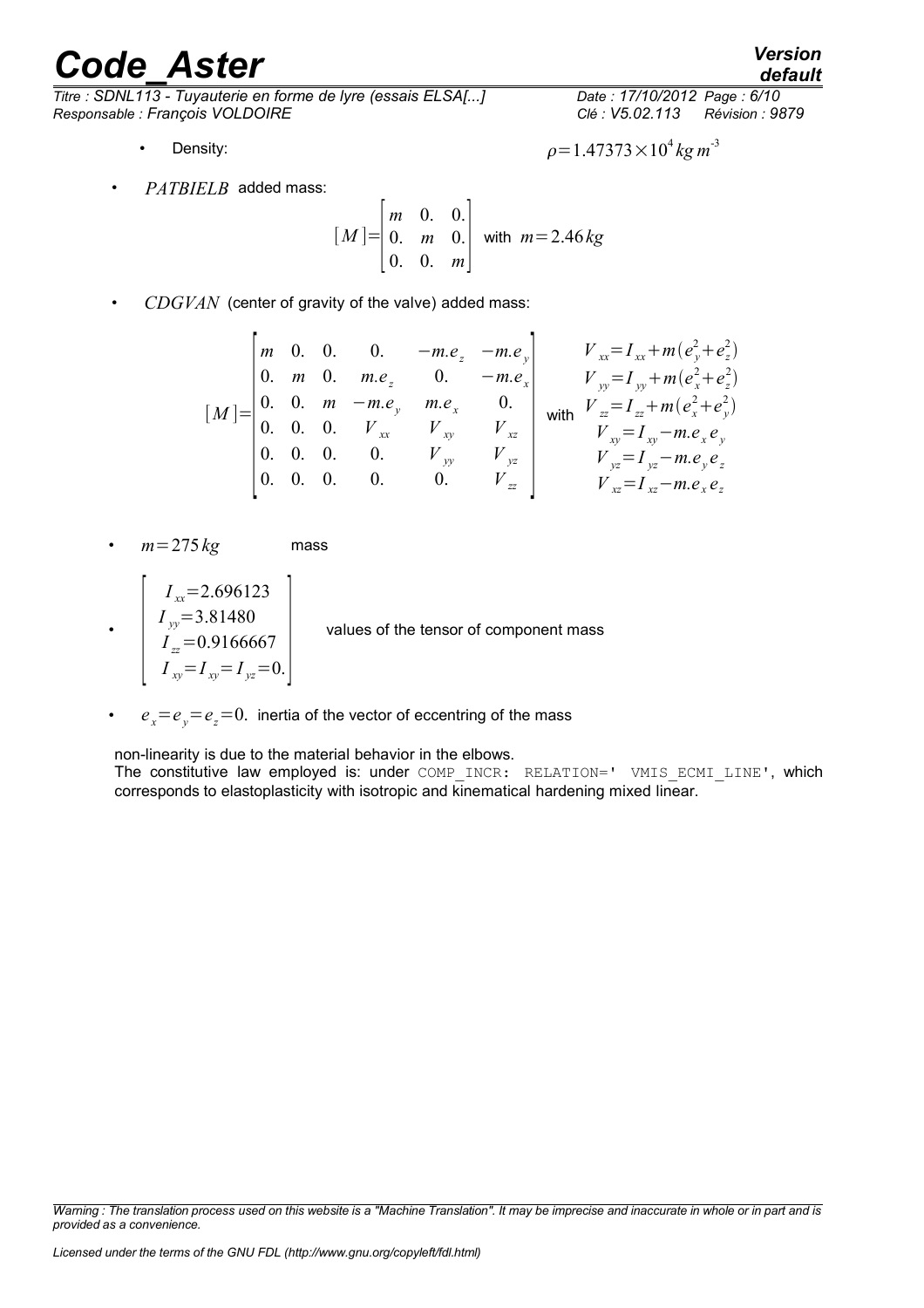- Density: $\rho = 1.47373 \times 10^{4} \, kg \, m^{-3}$

- $PATBIELB$ added mass:

$$[M] = \begin{bmatrix} m & 0. & 0. \\ 0. & m & 0. \\ 0. & 0. & m \end{bmatrix} \text{ with } m = 2.46 \, kg$$

- $CDGVAN$ (center of gravity of the valve) added mass:

$$[M] = \begin{bmatrix} m & 0. & 0. & 0. & -m.e_z & -m.e_y \\ 0. & m & 0. & m.e_z & 0. & -m.e_x \\ 0. & 0. & m & -m.e_y & m.e_x & 0. \\ 0. & 0. & 0. & V_{xx} & V_{xy} & V_{xz} \\ 0. & 0. & 0. & 0. & V_{yy} & V_{yz} \\ 0. & 0. & 0. & 0. & 0. & V_{zz} \end{bmatrix} \text{ with } \begin{array}{l} V_{xx} = I_{xx} + m(e_y^2 + e_z^2) \\ V_{yy} = I_{yy} + m(e_x^2 + e_z^2) \\ V_{zz} = I_{zz} + m(e_x^2 + e_y^2) \\ V_{xy} = I_{xy} - m.e_x e_y \\ V_{yz} = I_{yz} - m.e_y e_z \\ V_{xz} = I_{xz} - m.e_x e_z \end{array}$$

- $m = 275 \, kg$ mass

- $\begin{bmatrix} I_{xx} = 2.696123 \\ I_{yy} = 3.81480 \\ I_{zz} = 0.9166667 \\ I_{xy} = I_{xy} = I_{yz} = 0. \end{bmatrix}$ values of the tensor of component mass

- $e_x = e_y = e_z = 0.$ inertia of the vector of eccentring of the mass

non-linearity is due to the material behavior in the elbows.
The constitutive law employed is: under `COMP_INCR: RELATION=' VMIS_ECMI_LINE'`, which corresponds to elastoplasticity with isotropic and kinematical hardening mixed linear.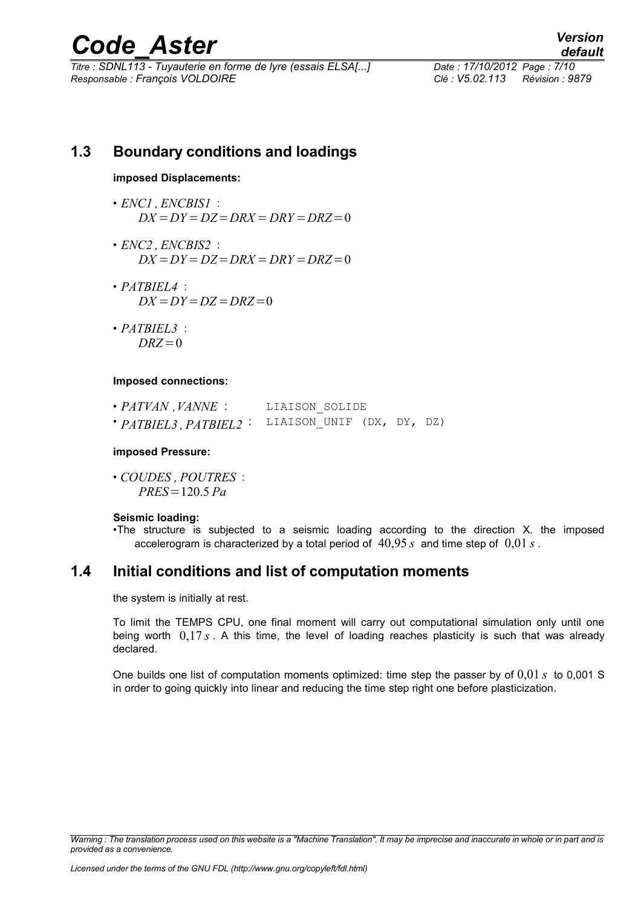## 1.3 Boundary conditions and loadings

**imposed Displacements:**

- *ENC1 , ENCBIS1* :
  $DX=DY=DZ=DRX=DRY=DRZ=0$
- *ENC2 , ENCBIS2* :
  $DX=DY=DZ=DRX=DRY=DRZ=0$
- *PATBIEL4* :
  $DX=DY=DZ=DRZ=0$
- *PATBIEL3* :
  $DRZ=0$

**Imposed connections:**

- *PATVAN ,VANNE* : `LIAISON_SOLIDE`
- *PATBIEL3 , PATBIEL2* : `LIAISON_UNIF (DX, DY, DZ)`

**imposed Pressure:**

- *COUDES , POUTRES* :
  $PRES=120.5\,Pa$

**Seismic loading:**

- The structure is subjected to a seismic loading according to the direction X. the imposed accelerogram is characterized by a total period of $40{,}95\,s$ and time step of $0{,}01\,s$ .

## 1.4 Initial conditions and list of computation moments

the system is initially at rest.

To limit the TEMPS CPU, one final moment will carry out computational simulation only until one being worth $0{,}17\,s$ . A this time, the level of loading reaches plasticity is such that was already declared.

One builds one list of computation moments optimized: time step the passer by of $0{,}01\,s$ to 0,001 S in order to going quickly into linear and reducing the time step right one before plasticization.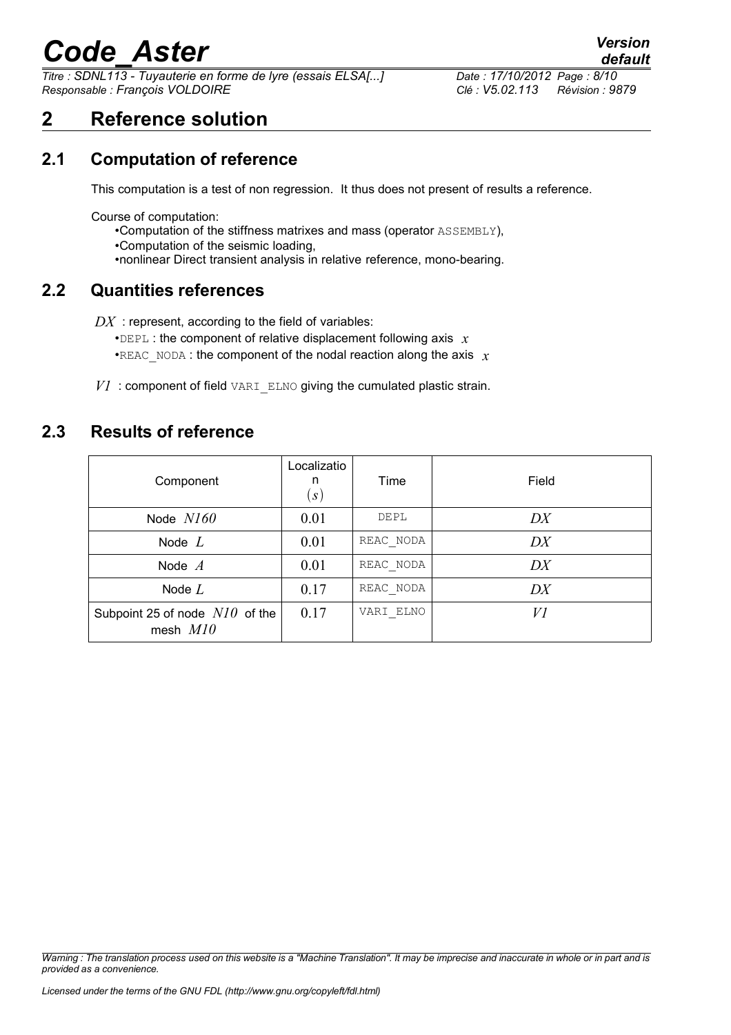# 2 Reference solution

## 2.1 Computation of reference

This computation is a test of non regression. It thus does not present of results a reference.

Course of computation:

- Computation of the stiffness matrixes and mass (operator ASSEMBLY),
- Computation of the seismic loading,
- nonlinear Direct transient analysis in relative reference, mono-bearing.

## 2.2 Quantities references

$DX$ : represent, according to the field of variables:

- DEPL : the component of relative displacement following axis $x$
- REAC_NODA : the component of the nodal reaction along the axis $x$

$V1$ : component of field VARI_ELNO giving the cumulated plastic strain.

## 2.3 Results of reference

| Component | Localization $(s)$ | Time | Field |
|---|---|---|---|
| Node $N160$ | 0.01 | DEPL | $DX$ |
| Node $L$ | 0.01 | REAC_NODA | $DX$ |
| Node $A$ | 0.01 | REAC_NODA | $DX$ |
| Node $L$ | 0.17 | REAC_NODA | $DX$ |
| Subpoint 25 of node $N10$ of the mesh $M10$ | 0.17 | VARI_ELNO | $V1$ |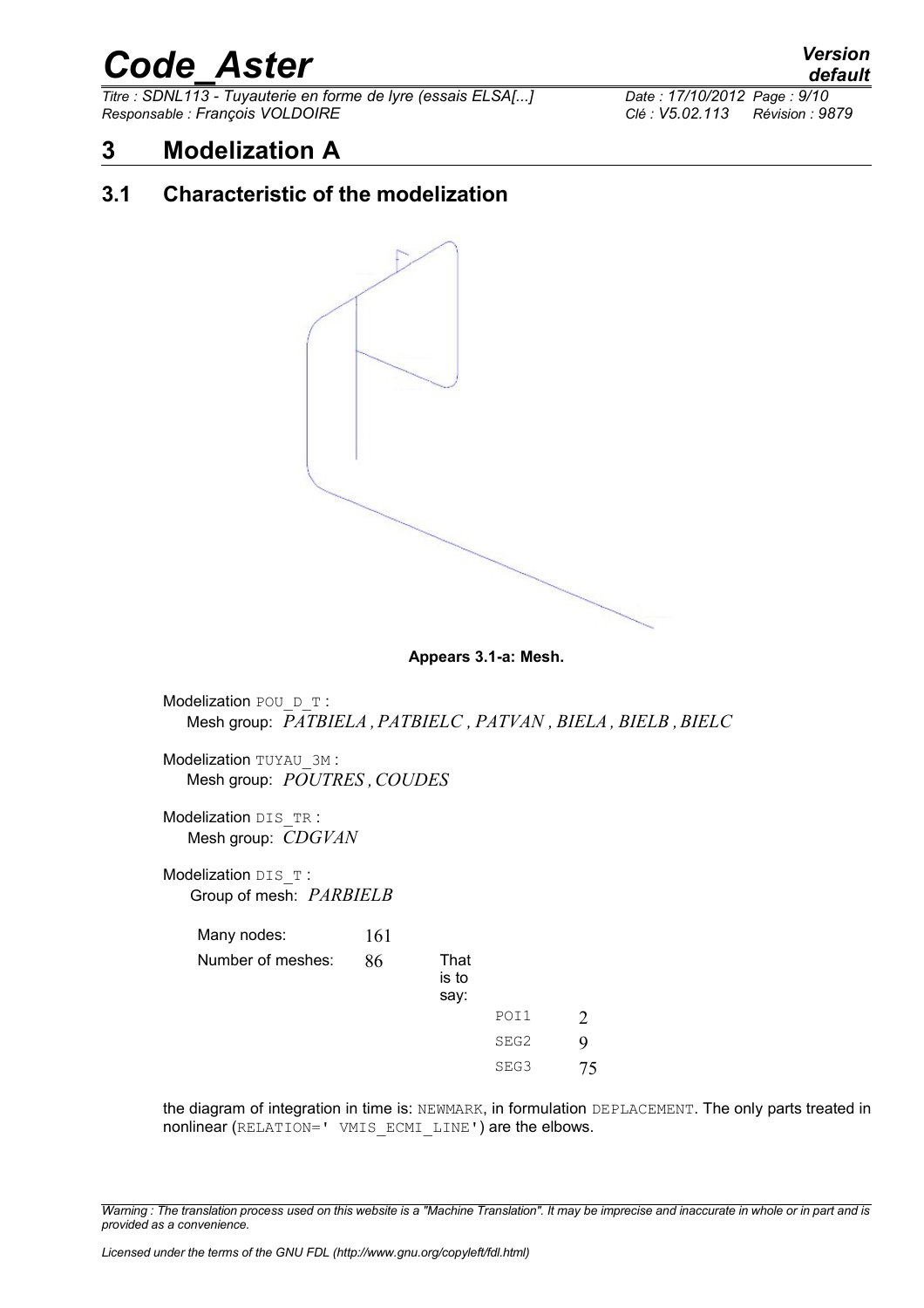# 3 Modelization A

## 3.1 Characteristic of the modelization

**Appears 3.1-a: Mesh.**

Modelization POU_D_T :
Mesh group: *PATBIELA , PATBIELC , PATVAN , BIELA , BIELB , BIELC*

Modelization TUYAU_3M :
Mesh group: *POUTRES , COUDES*

Modelization DIS_TR :
Mesh group: *CDGVAN*

Modelization DIS_T :
Group of mesh: *PARBIELB*

| | | | | |
|---|---|---|---|---|
| Many nodes: | 161 | | | |
| Number of meshes: | 86 | That is to say: | | |
| | | | POI1 | 2 |
| | | | SEG2 | 9 |
| | | | SEG3 | 75 |

the diagram of integration in time is: NEWMARK, in formulation DEPLACEMENT. The only parts treated in nonlinear (RELATION=' VMIS_ECMI_LINE') are the elbows.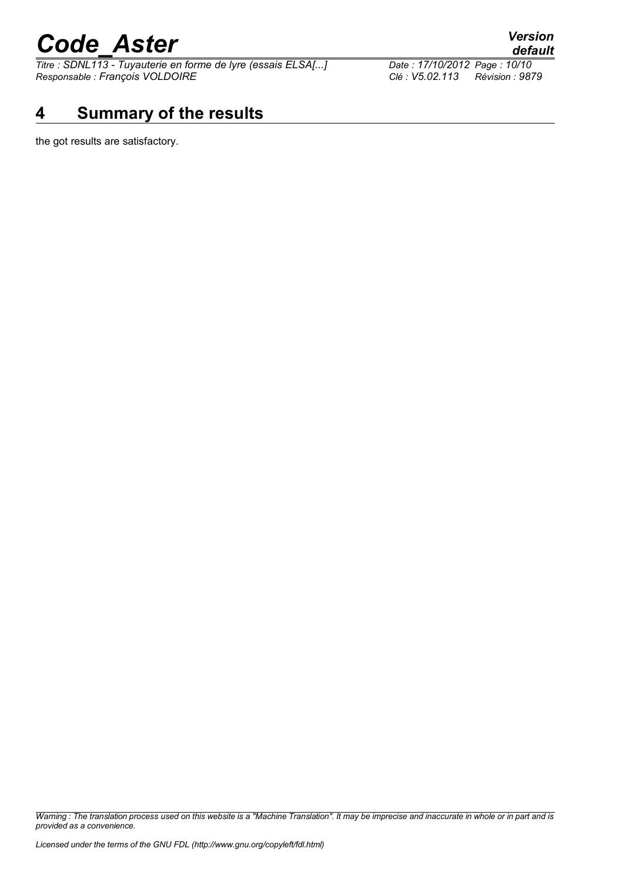# 4 Summary of the results

the got results are satisfactory.